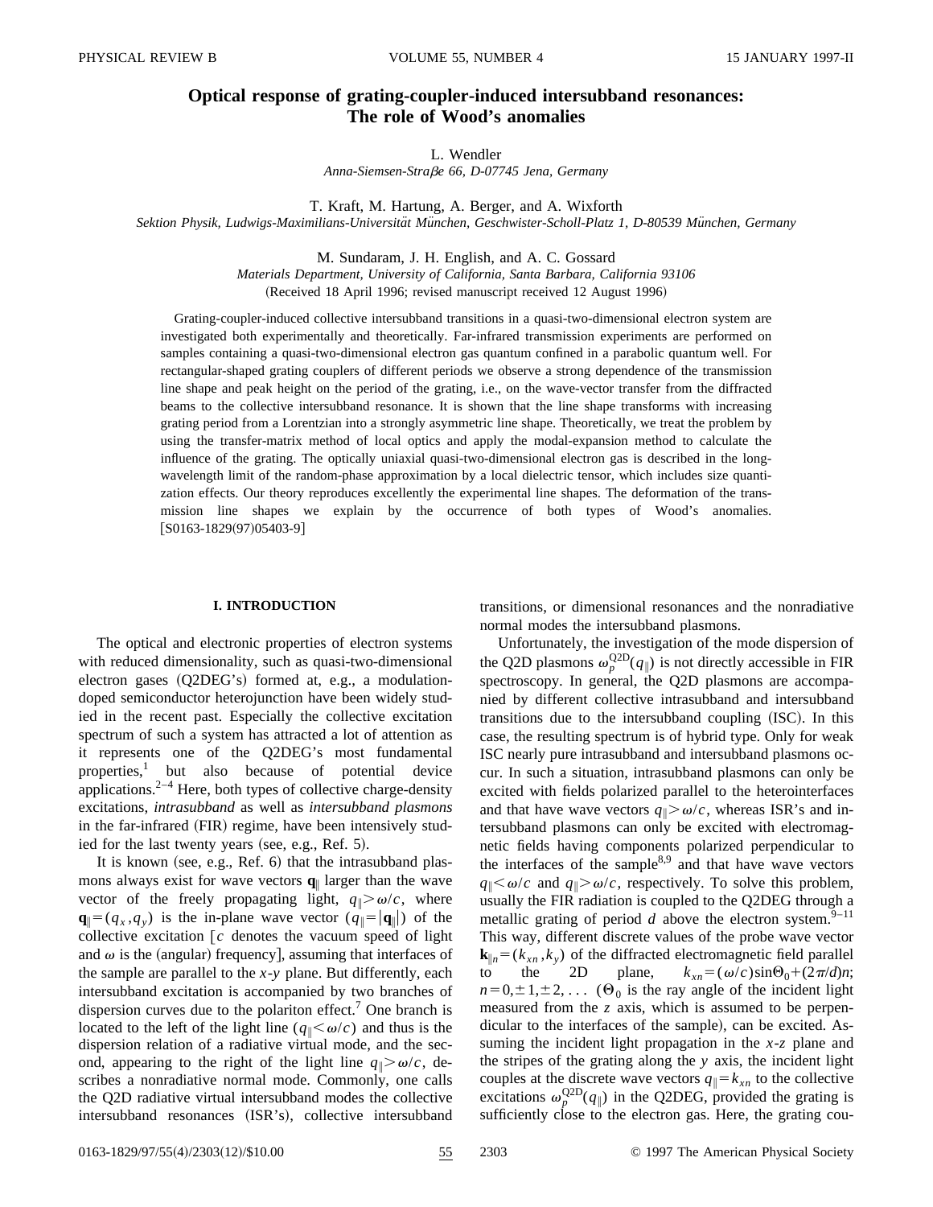# Optical response of grating-coupler-induced intersubband resonances: The role of Wood's anomalies

L. Wendler

*Anna-Siemsen-Straβe 66, D-07745 Jena, Germany*

T. Kraft, M. Hartung, A. Berger, and A. Wixforth

*Sektion Physik, Ludwigs-Maximilians-Universität München, Geschwister-Scholl-Platz 1, D-80539 München, Germany*

M. Sundaram, J. H. English, and A. C. Gossard

*Materials Department, University of California, Santa Barbara, California 93106*

(Received 18 April 1996; revised manuscript received 12 August 1996)

Grating-coupler-induced collective intersubband transitions in a quasi-two-dimensional electron system are investigated both experimentally and theoretically. Far-infrared transmission experiments are performed on samples containing a quasi-two-dimensional electron gas quantum confined in a parabolic quantum well. For rectangular-shaped grating couplers of different periods we observe a strong dependence of the transmission line shape and peak height on the period of the grating, i.e., on the wave-vector transfer from the diffracted beams to the collective intersubband resonance. It is shown that the line shape transforms with increasing grating period from a Lorentzian into a strongly asymmetric line shape. Theoretically, we treat the problem by using the transfer-matrix method of local optics and apply the modal-expansion method to calculate the influence of the grating. The optically uniaxial quasi-two-dimensional electron gas is described in the long-wavelength limit of the random-phase approximation by a local dielectric tensor, which includes size quantization effects. Our theory reproduces excellently the experimental line shapes. The deformation of the transmission line shapes we explain by the occurrence of both types of Wood's anomalies. [S0163-1829(97)05403-9]

## I. INTRODUCTION

The optical and electronic properties of electron systems with reduced dimensionality, such as quasi-two-dimensional electron gases (Q2DEG's) formed at, e.g., a modulation-doped semiconductor heterojunction have been widely studied in the recent past. Especially the collective excitation spectrum of such a system has attracted a lot of attention as it represents one of the Q2DEG's most fundamental properties,[1] but also because of potential device applications.[2–4] Here, both types of collective charge-density excitations, *intrasubband* as well as *intersubband plasmons* in the far-infrared (FIR) regime, have been intensively studied for the last twenty years (see, e.g., Ref. 5).

It is known (see, e.g., Ref. 6) that the intrasubband plasmons always exist for wave vectors $\mathbf{q}_\parallel$ larger than the wave vector of the freely propagating light, $q_\parallel > \omega/c$, where $\mathbf{q}_\parallel = (q_x, q_y)$ is the in-plane wave vector ($q_\parallel = |\mathbf{q}_\parallel|$) of the collective excitation [$c$ denotes the vacuum speed of light and $\omega$ is the (angular) frequency], assuming that interfaces of the sample are parallel to the $x$-$y$ plane. But differently, each intersubband excitation is accompanied by two branches of dispersion curves due to the polariton effect.[7] One branch is located to the left of the light line ($q_\parallel < \omega/c$) and thus is the dispersion relation of a radiative virtual mode, and the second, appearing to the right of the light line $q_\parallel > \omega/c$, describes a nonradiative normal mode. Commonly, one calls the Q2D radiative virtual intersubband modes the collective intersubband resonances (ISR's), collective intersubband transitions, or dimensional resonances and the nonradiative normal modes the intersubband plasmons.

Unfortunately, the investigation of the mode dispersion of the Q2D plasmons $\omega_p^{\mathrm{Q2D}}(q_\parallel)$ is not directly accessible in FIR spectroscopy. In general, the Q2D plasmons are accompanied by different collective intrasubband and intersubband transitions due to the intersubband coupling (ISC). In this case, the resulting spectrum is of hybrid type. Only for weak ISC nearly pure intrasubband and intersubband plasmons occur. In such a situation, intrasubband plasmons can only be excited with fields polarized parallel to the heterointerfaces and that have wave vectors $q_\parallel > \omega/c$, whereas ISR's and intersubband plasmons can only be excited with electromagnetic fields having components polarized perpendicular to the interfaces of the sample[8,9] and that have wave vectors $q_\parallel < \omega/c$ and $q_\parallel > \omega/c$, respectively. To solve this problem, usually the FIR radiation is coupled to the Q2DEG through a metallic grating of period $d$ above the electron system.[9–11] This way, different discrete values of the probe wave vector $\mathbf{k}_{\parallel n} = (k_{xn}, k_y)$ of the diffracted electromagnetic field parallel to the 2D plane, $k_{xn} = (\omega/c)\sin\Theta_0 + (2\pi/d)n$; $n = 0, \pm 1, \pm 2, \ldots$ ($\Theta_0$ is the ray angle of the incident light measured from the $z$ axis, which is assumed to be perpendicular to the interfaces of the sample), can be excited. Assuming the incident light propagation in the $x$-$z$ plane and the stripes of the grating along the $y$ axis, the incident light couples at the discrete wave vectors $q_\parallel = k_{xn}$ to the collective excitations $\omega_p^{\mathrm{Q2D}}(q_\parallel)$ in the Q2DEG, provided the grating is sufficiently close to the electron gas. Here, the grating cou-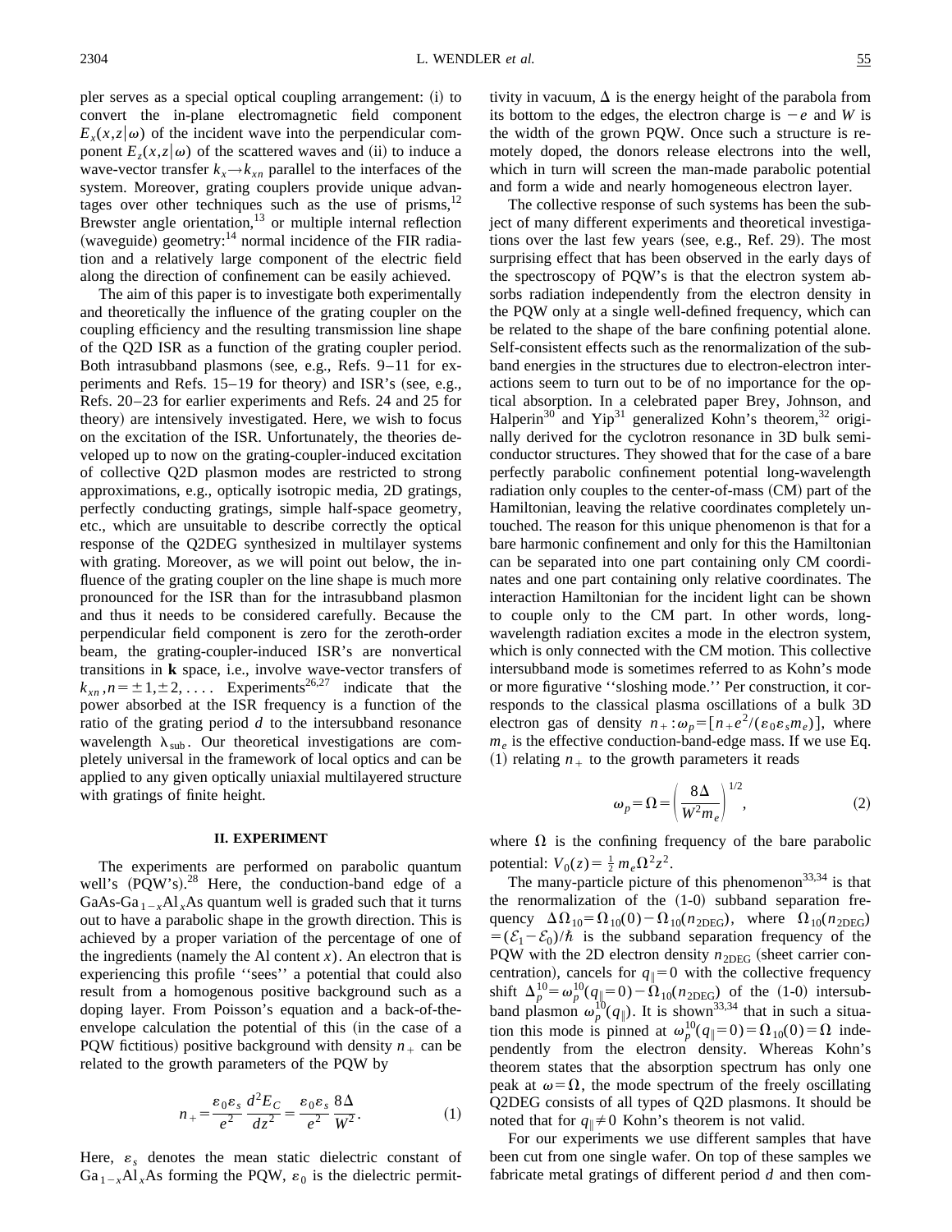pler serves as a special optical coupling arrangement: (i) to convert the in-plane electromagnetic field component $E_x(x,z|\omega)$ of the incident wave into the perpendicular component $E_z(x,z|\omega)$ of the scattered waves and (ii) to induce a wave-vector transfer $k_x \rightarrow k_{xn}$ parallel to the interfaces of the system. Moreover, grating couplers provide unique advantages over other techniques such as the use of prisms,[12] Brewster angle orientation,[13] or multiple internal reflection (waveguide) geometry:[14] normal incidence of the FIR radiation and a relatively large component of the electric field along the direction of confinement can be easily achieved.

The aim of this paper is to investigate both experimentally and theoretically the influence of the grating coupler on the coupling efficiency and the resulting transmission line shape of the Q2D ISR as a function of the grating coupler period. Both intrasubband plasmons (see, e.g., Refs. 9–11 for experiments and Refs. 15–19 for theory) and ISR's (see, e.g., Refs. 20–23 for earlier experiments and Refs. 24 and 25 for theory) are intensively investigated. Here, we wish to focus on the excitation of the ISR. Unfortunately, the theories developed up to now on the grating-coupler-induced excitation of collective Q2D plasmon modes are restricted to strong approximations, e.g., optically isotropic media, 2D gratings, perfectly conducting gratings, simple half-space geometry, etc., which are unsuitable to describe correctly the optical response of the Q2DEG synthesized in multilayer systems with grating. Moreover, as we will point out below, the influence of the grating coupler on the line shape is much more pronounced for the ISR than for the intrasubband plasmon and thus it needs to be considered carefully. Because the perpendicular field component is zero for the zeroth-order beam, the grating-coupler-induced ISR's are nonvertical transitions in **k** space, i.e., involve wave-vector transfers of $k_{xn}, n=\pm 1, \pm 2, \ldots$. Experiments[26,27] indicate that the power absorbed at the ISR frequency is a function of the ratio of the grating period $d$ to the intersubband resonance wavelength $\lambda_{\rm sub}$. Our theoretical investigations are completely universal in the framework of local optics and can be applied to any given optically uniaxial multilayered structure with gratings of finite height.

## II. EXPERIMENT

The experiments are performed on parabolic quantum well's (PQW's).[28] Here, the conduction-band edge of a GaAs-$\mathrm{Ga}_{1-x}\mathrm{Al}_x\mathrm{As}$ quantum well is graded such that it turns out to have a parabolic shape in the growth direction. This is achieved by a proper variation of the percentage of one of the ingredients (namely the Al content $x$). An electron that is experiencing this profile ''sees'' a potential that could also result from a homogenous positive background such as a doping layer. From Poisson's equation and a back-of-the-envelope calculation the potential of this (in the case of a PQW fictitious) positive background with density $n_+$ can be related to the growth parameters of the PQW by

$$n_+ = \frac{\varepsilon_0 \varepsilon_s}{e^2}\frac{d^2 E_C}{dz^2} = \frac{\varepsilon_0 \varepsilon_s}{e^2}\frac{8\Delta}{W^2}. \tag{1}$$

Here, $\varepsilon_s$ denotes the mean static dielectric constant of $\mathrm{Ga}_{1-x}\mathrm{Al}_x\mathrm{As}$ forming the PQW, $\varepsilon_0$ is the dielectric permittivity in vacuum, $\Delta$ is the energy height of the parabola from its bottom to the edges, the electron charge is $-e$ and $W$ is the width of the grown PQW. Once such a structure is remotely doped, the donors release electrons into the well, which in turn will screen the man-made parabolic potential and form a wide and nearly homogeneous electron layer.

The collective response of such systems has been the subject of many different experiments and theoretical investigations over the last few years (see, e.g., Ref. 29). The most surprising effect that has been observed in the early days of the spectroscopy of PQW's is that the electron system absorbs radiation independently from the electron density in the PQW only at a single well-defined frequency, which can be related to the shape of the bare confining potential alone. Self-consistent effects such as the renormalization of the subband energies in the structures due to electron-electron interactions seem to turn out to be of no importance for the optical absorption. In a celebrated paper Brey, Johnson, and Halperin[30] and Yip[31] generalized Kohn's theorem,[32] originally derived for the cyclotron resonance in 3D bulk semiconductor structures. They showed that for the case of a bare perfectly parabolic confinement potential long-wavelength radiation only couples to the center-of-mass (CM) part of the Hamiltonian, leaving the relative coordinates completely untouched. The reason for this unique phenomenon is that for a bare harmonic confinement and only for this the Hamiltonian can be separated into one part containing only CM coordinates and one part containing only relative coordinates. The interaction Hamiltonian for the incident light can be shown to couple only to the CM part. In other words, long-wavelength radiation excites a mode in the electron system, which is only connected with the CM motion. This collective intersubband mode is sometimes referred to as Kohn's mode or more figurative ''sloshing mode.'' Per construction, it corresponds to the classical plasma oscillations of a bulk 3D electron gas of density $n_+ : \omega_p = [n_+ e^2/(\varepsilon_0 \varepsilon_s m_e)]$, where $m_e$ is the effective conduction-band-edge mass. If we use Eq. (1) relating $n_+$ to the growth parameters it reads

$$\omega_p = \Omega = \left(\frac{8\Delta}{W^2 m_e}\right)^{1/2}, \tag{2}$$

where $\Omega$ is the confining frequency of the bare parabolic potential: $V_0(z) = \frac{1}{2} m_e \Omega^2 z^2$.

The many-particle picture of this phenomenon[33,34] is that the renormalization of the (1-0) subband separation frequency $\Delta\Omega_{10} = \Omega_{10}(0) - \Omega_{10}(n_{\rm 2DEG})$, where $\Omega_{10}(n_{\rm 2DEG}) = (\mathcal{E}_1 - \mathcal{E}_0)/\hbar$ is the subband separation frequency of the PQW with the 2D electron density $n_{\rm 2DEG}$ (sheet carrier concentration), cancels for $q_\parallel = 0$ with the collective frequency shift $\Delta_p^{10} = \omega_p^{10}(q_\parallel = 0) - \Omega_{10}(n_{\rm 2DEG})$ of the (1-0) intersubband plasmon $\omega_p^{10}(q_\parallel)$. It is shown[33,34] that in such a situation this mode is pinned at $\omega_p^{10}(q_\parallel = 0) = \Omega_{10}(0) = \Omega$ independently from the electron density. Whereas Kohn's theorem states that the absorption spectrum has only one peak at $\omega = \Omega$, the mode spectrum of the freely oscillating Q2DEG consists of all types of Q2D plasmons. It should be noted that for $q_\parallel \neq 0$ Kohn's theorem is not valid.

For our experiments we use different samples that have been cut from one single wafer. On top of these samples we fabricate metal gratings of different period $d$ and then com-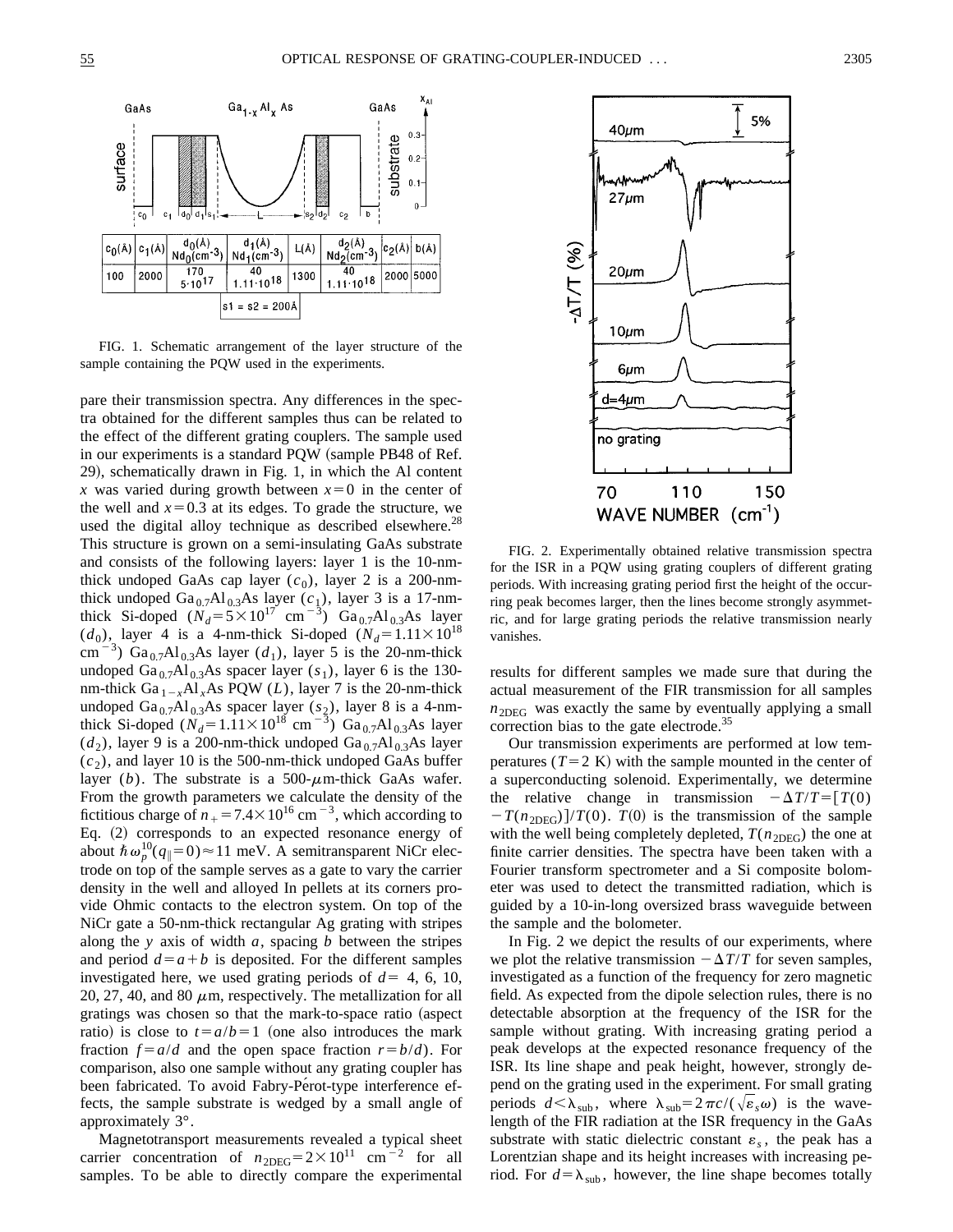FIG. 1. Schematic arrangement of the layer structure of the sample containing the PQW used in the experiments.

pare their transmission spectra. Any differences in the spectra obtained for the different samples thus can be related to the effect of the different grating couplers. The sample used in our experiments is a standard PQW (sample PB48 of Ref. 29), schematically drawn in Fig. 1, in which the Al content $x$ was varied during growth between $x=0$ in the center of the well and $x=0.3$ at its edges. To grade the structure, we used the digital alloy technique as described elsewhere.[28] This structure is grown on a semi-insulating GaAs substrate and consists of the following layers: layer 1 is the 10-nm-thick undoped GaAs cap layer ($c_0$), layer 2 is a 200-nm-thick undoped $Ga_{0.7}Al_{0.3}As$ layer ($c_1$), layer 3 is a 17-nm-thick Si-doped ($N_d=5\times10^{17}$ cm$^{-3}$) $Ga_{0.7}Al_{0.3}As$ layer ($d_0$), layer 4 is a 4-nm-thick Si-doped ($N_d=1.11\times10^{18}$ cm$^{-3}$) $Ga_{0.7}Al_{0.3}As$ layer ($d_1$), layer 5 is the 20-nm-thick undoped $Ga_{0.7}Al_{0.3}As$ spacer layer ($s_1$), layer 6 is the 130-nm-thick $Ga_{1-x}Al_xAs$ PQW ($L$), layer 7 is the 20-nm-thick undoped $Ga_{0.7}Al_{0.3}As$ spacer layer ($s_2$), layer 8 is a 4-nm-thick Si-doped ($N_d=1.11\times10^{18}$ cm$^{-3}$) $Ga_{0.7}Al_{0.3}As$ layer ($d_2$), layer 9 is a 200-nm-thick undoped $Ga_{0.7}Al_{0.3}As$ layer ($c_2$), and layer 10 is the 500-nm-thick undoped GaAs buffer layer ($b$). The substrate is a 500-$\mu$m-thick GaAs wafer. From the growth parameters we calculate the density of the fictitious charge of $n_+=7.4\times10^{16}$ cm$^{-3}$, which according to Eq. (2) corresponds to an expected resonance energy of about $\hbar\omega_p^{10}(q_\parallel=0)\approx11$ meV. A semitransparent NiCr electrode on top of the sample serves as a gate to vary the carrier density in the well and alloyed In pellets at its corners provide Ohmic contacts to the electron system. On top of the NiCr gate a 50-nm-thick rectangular Ag grating with stripes along the $y$ axis of width $a$, spacing $b$ between the stripes and period $d=a+b$ is deposited. For the different samples investigated here, we used grating periods of $d=$ 4, 6, 10, 20, 27, 40, and 80 $\mu$m, respectively. The metallization for all gratings was chosen so that the mark-to-space ratio (aspect ratio) is close to $t=a/b=1$ (one also introduces the mark fraction $f=a/d$ and the open space fraction $r=b/d$). For comparison, also one sample without any grating coupler has been fabricated. To avoid Fabry-Pérot-type interference effects, the sample substrate is wedged by a small angle of approximately 3°.

Magnetotransport measurements revealed a typical sheet carrier concentration of $n_{2DEG}=2\times10^{11}$ cm$^{-2}$ for all samples. To be able to directly compare the experimental results for different samples we made sure that during the actual measurement of the FIR transmission for all samples $n_{2DEG}$ was exactly the same by eventually applying a small correction bias to the gate electrode.[35]

Our transmission experiments are performed at low temperatures ($T=2$ K) with the sample mounted in the center of a superconducting solenoid. Experimentally, we determine the relative change in transmission $-\Delta T/T=[T(0)-T(n_{2DEG})]/T(0)$. $T(0)$ is the transmission of the sample with the well being completely depleted, $T(n_{2DEG})$ the one at finite carrier densities. The spectra have been taken with a Fourier transform spectrometer and a Si composite bolometer was used to detect the transmitted radiation, which is guided by a 10-in-long oversized brass waveguide between the sample and the bolometer.

FIG. 2. Experimentally obtained relative transmission spectra for the ISR in a PQW using grating couplers of different grating periods. With increasing grating period first the height of the occurring peak becomes larger, then the lines become strongly asymmetric, and for large grating periods the relative transmission nearly vanishes.

In Fig. 2 we depict the results of our experiments, where we plot the relative transmission $-\Delta T/T$ for seven samples, investigated as a function of the frequency for zero magnetic field. As expected from the dipole selection rules, there is no detectable absorption at the frequency of the ISR for the sample without grating. With increasing grating period a peak develops at the expected resonance frequency of the ISR. Its line shape and peak height, however, strongly depend on the grating used in the experiment. For small grating periods $d<\lambda_{sub}$, where $\lambda_{sub}=2\pi c/(\sqrt{\varepsilon_s}\omega)$ is the wavelength of the FIR radiation at the ISR frequency in the GaAs substrate with static dielectric constant $\varepsilon_s$, the peak has a Lorentzian shape and its height increases with increasing period. For $d=\lambda_{sub}$, however, the line shape becomes totally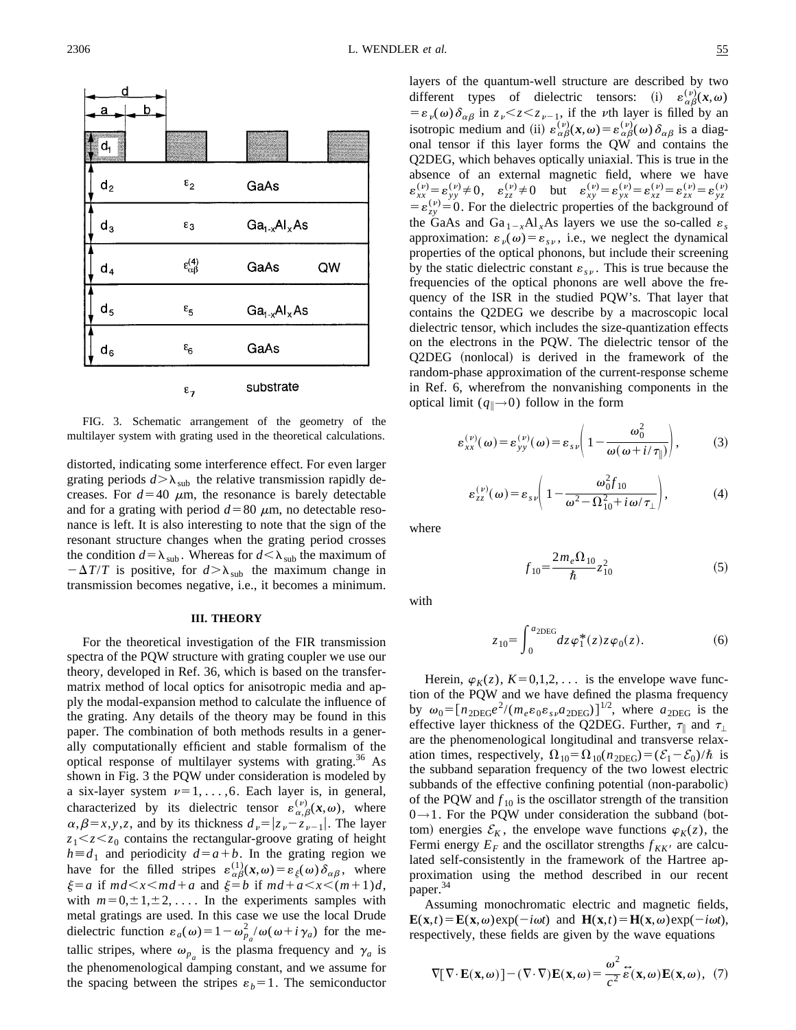FIG. 3. Schematic arrangement of the geometry of the multilayer system with grating used in the theoretical calculations.

distorted, indicating some interference effect. For even larger grating periods $d > \lambda_{\mathrm{sub}}$ the relative transmission rapidly decreases. For $d = 40$ $\mu$m, the resonance is barely detectable and for a grating with period $d = 80$ $\mu$m, no detectable resonance is left. It is also interesting to note that the sign of the resonant structure changes when the grating period crosses the condition $d = \lambda_{\mathrm{sub}}$. Whereas for $d < \lambda_{\mathrm{sub}}$ the maximum of $-\Delta T/T$ is positive, for $d > \lambda_{\mathrm{sub}}$ the maximum change in transmission becomes negative, i.e., it becomes a minimum.

## III. THEORY

For the theoretical investigation of the FIR transmission spectra of the PQW structure with grating coupler we use our theory, developed in Ref. 36, which is based on the transfer-matrix method of local optics for anisotropic media and apply the modal-expansion method to calculate the influence of the grating. Any details of the theory may be found in this paper. The combination of both methods results in a generally computationally efficient and stable formalism of the optical response of multilayer systems with grating.[36] As shown in Fig. 3 the PQW under consideration is modeled by a six-layer system $\nu = 1, \ldots, 6$. Each layer is, in general, characterized by its dielectric tensor $\varepsilon^{(\nu)}_{\alpha,\beta}(\mathbf{x},\omega)$, where $\alpha,\beta = x,y,z$, and by its thickness $d_\nu = |z_\nu - z_{\nu-1}|$. The layer $z_1 < z < z_0$ contains the rectangular-groove grating of height $h \equiv d_1$ and periodicity $d = a + b$. In the grating region we have for the filled stripes $\varepsilon^{(1)}_{\alpha\beta}(\mathbf{x},\omega) = \varepsilon_\xi(\omega)\delta_{\alpha\beta}$, where $\xi = a$ if $md < x < md + a$ and $\xi = b$ if $md + a < x < (m+1)d$, with $m = 0, \pm 1, \pm 2, \ldots$. In the experiments samples with metal gratings are used. In this case we use the local Drude dielectric function $\varepsilon_a(\omega) = 1 - \omega^2_{p_a}/\omega(\omega + i\gamma_a)$ for the metallic stripes, where $\omega_{p_a}$ is the plasma frequency and $\gamma_a$ is the phenomenological damping constant, and we assume for the spacing between the stripes $\varepsilon_b = 1$. The semiconductor layers of the quantum-well structure are described by two different types of dielectric tensors: (i) $\varepsilon^{(\nu)}_{\alpha\beta}(\mathbf{x},\omega) = \varepsilon_\nu(\omega)\delta_{\alpha\beta}$ in $z_\nu < z < z_{\nu-1}$, if the $\nu$th layer is filled by an isotropic medium and (ii) $\varepsilon^{(\nu)}_{\alpha\beta}(\mathbf{x},\omega) = \varepsilon^{(\nu)}_{\alpha\beta}(\omega)\delta_{\alpha\beta}$ is a diagonal tensor if this layer forms the QW and contains the Q2DEG, which behaves optically uniaxial. This is true in the absence of an external magnetic field, where we have $\varepsilon^{(\nu)}_{xx} = \varepsilon^{(\nu)}_{yy} \neq 0$, $\varepsilon^{(\nu)}_{zz} \neq 0$ but $\varepsilon^{(\nu)}_{xy} = \varepsilon^{(\nu)}_{yx} = \varepsilon^{(\nu)}_{xz} = \varepsilon^{(\nu)}_{zx} = \varepsilon^{(\nu)}_{yz} = \varepsilon^{(\nu)}_{zy} = 0$. For the dielectric properties of the background of the GaAs and $\mathrm{Ga}_{1-x}\mathrm{Al}_x\mathrm{As}$ layers we use the so-called $\varepsilon_s$ approximation: $\varepsilon_\nu(\omega) = \varepsilon_{s\nu}$, i.e., we neglect the dynamical properties of the optical phonons, but include their screening by the static dielectric constant $\varepsilon_{s\nu}$. This is true because the frequencies of the optical phonons are well above the frequency of the ISR in the studied PQW's. That layer that contains the Q2DEG we describe by a macroscopic local dielectric tensor, which includes the size-quantization effects on the electrons in the PQW. The dielectric tensor of the Q2DEG (nonlocal) is derived in the framework of the random-phase approximation of the current-response scheme in Ref. 6, wherefrom the nonvanishing components in the optical limit ($q_\parallel \to 0$) follow in the form

$$\varepsilon^{(\nu)}_{xx}(\omega) = \varepsilon^{(\nu)}_{yy}(\omega) = \varepsilon_{s\nu}\left(1 - \frac{\omega_0^2}{\omega(\omega + i/\tau_\parallel)}\right), \tag{3}$$

$$\varepsilon^{(\nu)}_{zz}(\omega) = \varepsilon_{s\nu}\left(1 - \frac{\omega_0^2 f_{10}}{\omega^2 - \Omega_{10}^2 + i\omega/\tau_\perp}\right), \tag{4}$$

where

$$f_{10} = \frac{2m_e\Omega_{10}}{\hbar} z_{10}^2 \tag{5}$$

with

$$z_{10} = \int_0^{a_{\mathrm{2DEG}}} dz\, \varphi_1^*(z) z \varphi_0(z). \tag{6}$$

Herein, $\varphi_K(z)$, $K = 0,1,2,\ldots$ is the envelope wave function of the PQW and we have defined the plasma frequency by $\omega_0 = [n_{\mathrm{2DEG}} e^2/(m_e \varepsilon_0 \varepsilon_{s\nu} a_{\mathrm{2DEG}})]^{1/2}$, where $a_{\mathrm{2DEG}}$ is the effective layer thickness of the Q2DEG. Further, $\tau_\parallel$ and $\tau_\perp$ are the phenomenological longitudinal and transverse relaxation times, respectively, $\Omega_{10} = \Omega_{10}(n_{\mathrm{2DEG}}) = (\mathcal{E}_1 - \mathcal{E}_0)/\hbar$ is the subband separation frequency of the two lowest electric subbands of the effective confining potential (non-parabolic) of the PQW and $f_{10}$ is the oscillator strength of the transition $0 \to 1$. For the PQW under consideration the subband (bottom) energies $\mathcal{E}_K$, the envelope wave functions $\varphi_K(z)$, the Fermi energy $E_F$ and the oscillator strengths $f_{KK'}$ are calculated self-consistently in the framework of the Hartree approximation using the method described in our recent paper.[34]

Assuming monochromatic electric and magnetic fields, $\mathbf{E}(\mathbf{x},t) = \mathbf{E}(\mathbf{x},\omega)\exp(-i\omega t)$ and $\mathbf{H}(\mathbf{x},t) = \mathbf{H}(\mathbf{x},\omega)\exp(-i\omega t)$, respectively, these fields are given by the wave equations

$$\nabla[\nabla \cdot \mathbf{E}(\mathbf{x},\omega)] - (\nabla \cdot \nabla)\mathbf{E}(\mathbf{x},\omega) = \frac{\omega^2}{c^2}\overleftrightarrow{\varepsilon}(\mathbf{x},\omega)\mathbf{E}(\mathbf{x},\omega), \tag{7}$$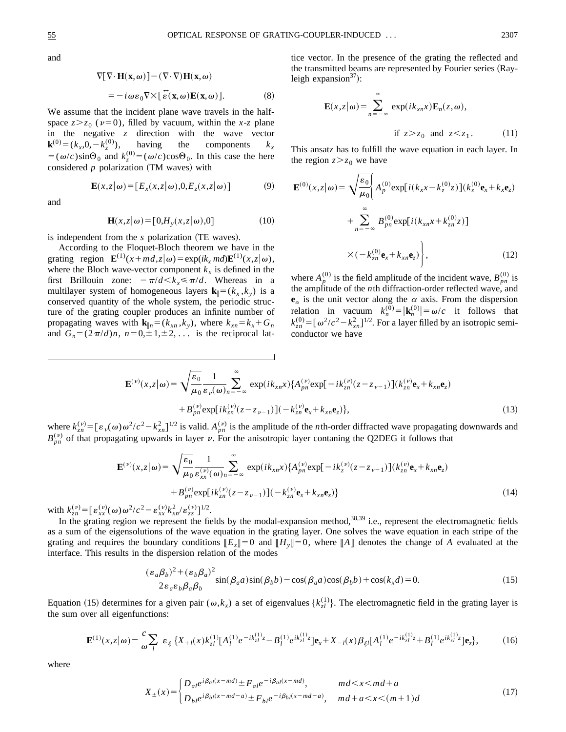and

$$\nabla[\nabla\cdot\mathbf{H}(\mathbf{x},\omega)]-(\nabla\cdot\nabla)\mathbf{H}(\mathbf{x},\omega)$$
$$=-i\omega\varepsilon_0\nabla\times[\overleftrightarrow{\varepsilon}(\mathbf{x},\omega)\mathbf{E}(\mathbf{x},\omega)]. \tag{8}$$

We assume that the incident plane wave travels in the half-space $z>z_0$ ($\nu=0$), filled by vacuum, within the $x$-$z$ plane in the negative $z$ direction with the wave vector $\mathbf{k}^{(0)}=(k_x,0,-k_z^{(0)})$, having the components $k_x=(\omega/c)\sin\Theta_0$ and $k_z^{(0)}=(\omega/c)\cos\Theta_0$. In this case the here considered $p$ polarization (TM waves) with

$$\mathbf{E}(x,z|\omega)=[E_x(x,z|\omega),0,E_z(x,z|\omega)] \tag{9}$$

and

$$\mathbf{H}(x,z|\omega)=[0,H_y(x,z|\omega),0] \tag{10}$$

is independent from the $s$ polarization (TE waves).

According to the Floquet-Bloch theorem we have in the grating region $\mathbf{E}^{(1)}(x+md,z|\omega)=\exp(ik_x md)\mathbf{E}^{(1)}(x,z|\omega)$, where the Bloch wave-vector component $k_x$ is defined in the first Brillouin zone: $-\pi/d<k_x\leq\pi/d$. Whereas in a multilayer system of homogeneous layers $\mathbf{k}_\parallel=(k_x,k_y)$ is a conserved quantity of the whole system, the periodic structure of the grating coupler produces an infinite number of propagating waves with $\mathbf{k}_{\parallel n}=(k_{xn},k_y)$, where $k_{xn}=k_x+G_n$ and $G_n=(2\pi/d)n$, $n=0,\pm1,\pm2,\ldots$ is the reciprocal lattice vector. In the presence of the grating the reflected and the transmitted beams are represented by Fourier series (Rayleigh expansion[37]):

$$\mathbf{E}(x,z|\omega)=\sum_{n=-\infty}^{\infty}\exp(ik_{xn}x)\mathbf{E}_n(z,\omega),$$
$$\text{if } z>z_0 \text{ and } z<z_1. \tag{11}$$

This ansatz has to fulfill the wave equation in each layer. In the region $z>z_0$ we have

$$\mathbf{E}^{(0)}(x,z|\omega)=\sqrt{\frac{\varepsilon_0}{\mu_0}}\Bigg\{A_p^{(0)}\exp[i(k_xx-k_z^{(0)}z)](k_z^{(0)}\mathbf{e}_x+k_x\mathbf{e}_z)+\sum_{n=-\infty}^{\infty}B_{pn}^{(0)}\exp[i(k_{xn}x+k_{zn}^{(0)}z)]\times(-k_{zn}^{(0)}\mathbf{e}_x+k_{xn}\mathbf{e}_z)\Bigg\}, \tag{12}$$

where $A_p^{(0)}$ is the field amplitude of the incident wave, $B_{pn}^{(0)}$ is the amplitude of the $n$th diffraction-order reflected wave, and $\mathbf{e}_\alpha$ is the unit vector along the $\alpha$ axis. From the dispersion relation in vacuum $k_n^{(0)}=|\mathbf{k}_n^{(0)}|=\omega/c$ it follows that $k_{zn}^{(0)}=[\omega^2/c^2-k_{xn}^2]^{1/2}$. For a layer filled by an isotropic semiconductor we have

$$\mathbf{E}^{(\nu)}(x,z|\omega)=\sqrt{\frac{\varepsilon_0}{\mu_0}}\frac{1}{\varepsilon_\nu(\omega)}\sum_{n=-\infty}^{\infty}\exp(ik_{xn}x)\{A_{pn}^{(\nu)}\exp[-ik_{zn}^{(\nu)}(z-z_{\nu-1})](k_{zn}^{(\nu)}\mathbf{e}_x+k_{xn}\mathbf{e}_z)+B_{pn}^{(\nu)}\exp[ik_{zn}^{(\nu)}(z-z_{\nu-1})](-k_{zn}^{(\nu)}\mathbf{e}_x+k_{xn}\mathbf{e}_z)\}, \tag{13}$$

where $k_{zn}^{(\nu)}=[\varepsilon_\nu(\omega)\omega^2/c^2-k_{xn}^2]^{1/2}$ is valid. $A_{pn}^{(\nu)}$ is the amplitude of the $n$th-order diffracted wave propagating downwards and $B_{pn}^{(\nu)}$ of that propagating upwards in layer $\nu$. For the anisotropic layer contaning the Q2DEG it follows that

$$\mathbf{E}^{(\nu)}(x,z|\omega)=\sqrt{\frac{\varepsilon_0}{\mu_0}}\frac{1}{\varepsilon_{xx}^{(\nu)}(\omega)}\sum_{n=-\infty}^{\infty}\exp(ik_{xn}x)\{A_{pn}^{(\nu)}\exp[-ik_z^{(\nu)}(z-z_{\nu-1})](k_{zn}^{(\nu)}\mathbf{e}_x+k_{xn}\mathbf{e}_z)+B_{pn}^{(\nu)}\exp[ik_{zn}^{(\nu)}(z-z_{\nu-1})](-k_{zn}^{(\nu)}\mathbf{e}_x+k_{xn}\mathbf{e}_z)\} \tag{14}$$

with $k_{zn}^{(\nu)}=[\varepsilon_{xx}^{(\nu)}(\omega)\omega^2/c^2-\varepsilon_{xx}^{(\nu)}k_{xn}^2/\varepsilon_{zz}^{(\nu)}]^{1/2}$.

In the grating region we represent the fields by the modal-expansion method,[38,39] i.e., represent the electromagnetic fields as a sum of the eigensolutions of the wave equation in the grating layer. One solves the wave equation in each stripe of the grating and requires the boundary conditions $[\![E_z]\!]=0$ and $[\![H_y]\!]=0$, where $[\![A]\!]$ denotes the change of $A$ evaluated at the interface. This results in the dispersion relation of the modes

$$\frac{(\varepsilon_a\beta_b)^2+(\varepsilon_b\beta_a)^2}{2\varepsilon_a\varepsilon_b\beta_a\beta_b}\sin(\beta_aa)\sin(\beta_bb)-\cos(\beta_aa)\cos(\beta_bb)+\cos(k_xd)=0. \tag{15}$$

Equation (15) determines for a given pair $(\omega,k_x)$ a set of eigenvalues $\{k_{zl}^{(1)}\}$. The electromagnetic field in the grating layer is the sum over all eigenfunctions:

$$\mathbf{E}^{(1)}(x,z|\omega)=\frac{c}{\omega}\sum_l\ \varepsilon_\xi\,\{X_{+l}(x)k_{zl}^{(1)}[A_l^{(1)}e^{-ik_{zl}^{(1)}z}-B_l^{(1)}e^{ik_{zl}^{(1)}z}]\mathbf{e}_x+X_{-l}(x)\beta_{\xi l}[A_l^{(1)}e^{-ik_{zl}^{(1)}z}+B_l^{(1)}e^{ik_{zl}^{(1)}z}]\mathbf{e}_z\}, \tag{16}$$

where

$$X_\pm(x)=\begin{cases}D_{al}e^{i\beta_{al}(x-md)}\pm F_{al}e^{-i\beta_{al}(x-md)}, & md<x<md+a\\ D_{bl}e^{i\beta_{bl}(x-md-a)}\pm F_{bl}e^{-i\beta_{bl}(x-md-a)}, & md+a<x<(m+1)d\end{cases} \tag{17}$$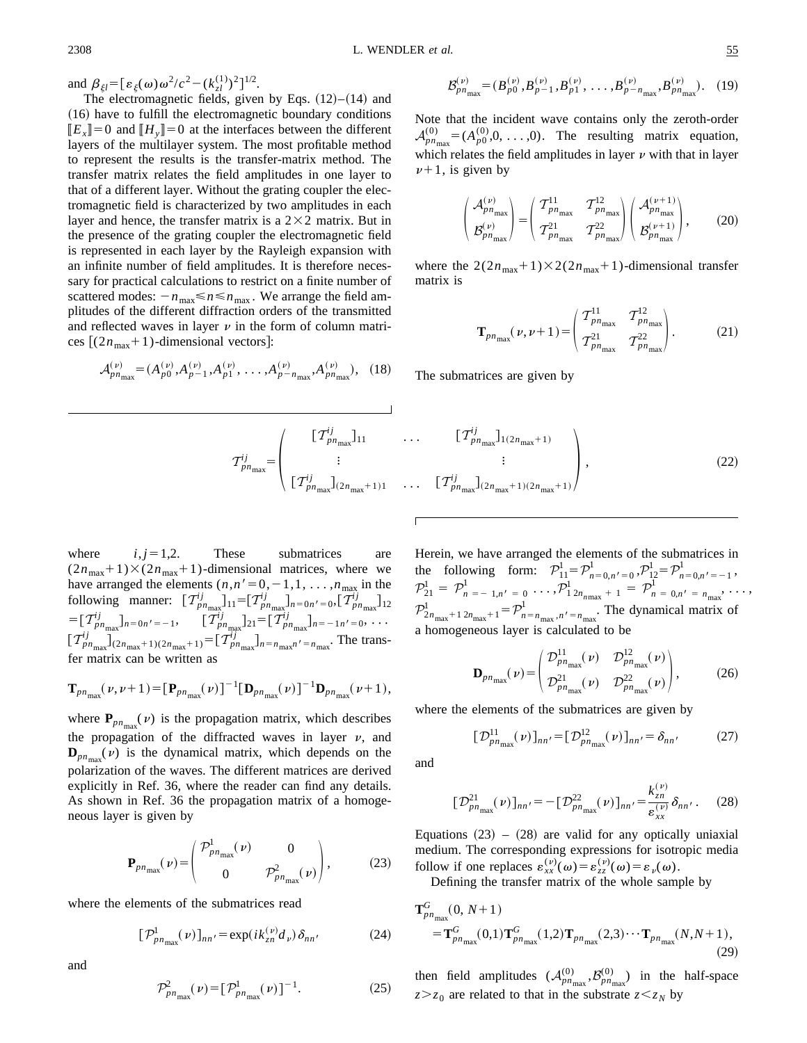and $\beta_{\xi l}=[\varepsilon_{\xi}(\omega)\omega^2/c^2-(k_{zl}^{(1)})^2]^{1/2}$.

The electromagnetic fields, given by Eqs. (12)–(14) and (16) have to fulfill the electromagnetic boundary conditions $[\![E_x]\!]=0$ and $[\![H_y]\!]=0$ at the interfaces between the different layers of the multilayer system. The most profitable method to represent the results is the transfer-matrix method. The transfer matrix relates the field amplitudes in one layer to that of a different layer. Without the grating coupler the electromagnetic field is characterized by two amplitudes in each layer and hence, the transfer matrix is a $2\times 2$ matrix. But in the presence of the grating coupler the electromagnetic field is represented in each layer by the Rayleigh expansion with an infinite number of field amplitudes. It is therefore necessary for practical calculations to restrict on a finite number of scattered modes: $-n_{\max}\leqslant n\leqslant n_{\max}$. We arrange the field amplitudes of the different diffraction orders of the transmitted and reflected waves in layer $\nu$ in the form of column matrices [$(2n_{\max}+1)$-dimensional vectors]:

$$\mathcal{A}_{pn_{\max}}^{(\nu)}=(A_{p0}^{(\nu)},A_{p-1}^{(\nu)},A_{p1}^{(\nu)},\ldots,A_{p-n_{\max}}^{(\nu)},A_{pn_{\max}}^{(\nu)}),\quad (18)$$

$$\mathcal{B}_{pn_{\max}}^{(\nu)}=(B_{p0}^{(\nu)},B_{p-1}^{(\nu)},B_{p1}^{(\nu)},\ldots,B_{p-n_{\max}}^{(\nu)},B_{pn_{\max}}^{(\nu)}).\quad (19)$$

Note that the incident wave contains only the zeroth-order $\mathcal{A}_{pn_{\max}}^{(0)}=(A_{p0}^{(0)},0,\ldots,0)$. The resulting matrix equation, which relates the field amplitudes in layer $\nu$ with that in layer $\nu+1$, is given by

$$\begin{pmatrix}\mathcal{A}_{pn_{\max}}^{(\nu)}\\ \mathcal{B}_{pn_{\max}}^{(\nu)}\end{pmatrix}=\begin{pmatrix}\mathcal{T}_{pn_{\max}}^{11} & \mathcal{T}_{pn_{\max}}^{12}\\ \mathcal{T}_{pn_{\max}}^{21} & \mathcal{T}_{pn_{\max}}^{22}\end{pmatrix}\begin{pmatrix}\mathcal{A}_{pn_{\max}}^{(\nu+1)}\\ \mathcal{B}_{pn_{\max}}^{(\nu+1)}\end{pmatrix},\qquad(20)$$

where the $2(2n_{\max}+1)\times 2(2n_{\max}+1)$-dimensional transfer matrix is

$$\mathbf{T}_{pn_{\max}}(\nu,\nu+1)=\begin{pmatrix}\mathcal{T}_{pn_{\max}}^{11} & \mathcal{T}_{pn_{\max}}^{12}\\ \mathcal{T}_{pn_{\max}}^{21} & \mathcal{T}_{pn_{\max}}^{22}\end{pmatrix}.\qquad(21)$$

The submatrices are given by

$$\mathcal{T}_{pn_{\max}}^{ij}=\begin{pmatrix}[\mathcal{T}_{pn_{\max}}^{ij}]_{11} & \ldots & [\mathcal{T}_{pn_{\max}}^{ij}]_{1(2n_{\max}+1)}\\ \vdots & & \vdots\\ [\mathcal{T}_{pn_{\max}}^{ij}]_{(2n_{\max}+1)1} & \ldots & [\mathcal{T}_{pn_{\max}}^{ij}]_{(2n_{\max}+1)(2n_{\max}+1)}\end{pmatrix},\qquad(22)$$

where $i,j=1,2$. These submatrices are $(2n_{\max}+1)\times(2n_{\max}+1)$-dimensional matrices, where we have arranged the elements $(n,n'=0,-1,1,\ldots,n_{\max}$ in the following manner: $[\mathcal{T}_{pn_{\max}}^{ij}]_{11}=[\mathcal{T}_{pn_{\max}}^{ij}]_{n=0n'=0}$, $[\mathcal{T}_{pn_{\max}}^{ij}]_{12}=[\mathcal{T}_{pn_{\max}}^{ij}]_{n=0n'=-1}$, $[\mathcal{T}_{pn_{\max}}^{ij}]_{21}=[\mathcal{T}_{pn_{\max}}^{ij}]_{n=-1n'=0}$, $\ldots$ $[\mathcal{T}_{pn_{\max}}^{ij}]_{(2n_{\max}+1)(2n_{\max}+1)}=[\mathcal{T}_{pn_{\max}}^{ij}]_{n=n_{\max}n'=n_{\max}}$. The transfer matrix can be written as

$$\mathbf{T}_{pn_{\max}}(\nu,\nu+1)=[\mathbf{P}_{pn_{\max}}(\nu)]^{-1}[\mathbf{D}_{pn_{\max}}(\nu)]^{-1}\mathbf{D}_{pn_{\max}}(\nu+1),$$

where $\mathbf{P}_{pn_{\max}}(\nu)$ is the propagation matrix, which describes the propagation of the diffracted waves in layer $\nu$, and $\mathbf{D}_{pn_{\max}}(\nu)$ is the dynamical matrix, which depends on the polarization of the waves. The different matrices are derived explicitly in Ref. 36, where the reader can find any details. As shown in Ref. 36 the propagation matrix of a homogeneous layer is given by

$$\mathbf{P}_{pn_{\max}}(\nu)=\begin{pmatrix}\mathcal{P}_{pn_{\max}}^{1}(\nu) & 0\\ 0 & \mathcal{P}_{pn_{\max}}^{2}(\nu)\end{pmatrix},\qquad(23)$$

where the elements of the submatrices read

$$[\mathcal{P}_{pn_{\max}}^{1}(\nu)]_{nn'}=\exp(ik_{zn}^{(\nu)}d_{\nu})\delta_{nn'}\qquad(24)$$

and

$$\mathcal{P}_{pn_{\max}}^{2}(\nu)=[\mathcal{P}_{pn_{\max}}^{1}(\nu)]^{-1}.\qquad(25)$$

Herein, we have arranged the elements of the submatrices in the following form: $\mathcal{P}_{11}^{1}=\mathcal{P}_{n=0,n'=0}^{1}$, $\mathcal{P}_{12}^{1}=\mathcal{P}_{n=0,n'=-1}^{1}$, $\mathcal{P}_{21}^{1}=\mathcal{P}_{n=-1,n'=0}^{1}\ldots$, $\mathcal{P}_{1\,2n_{n\max}+1}^{1}=\mathcal{P}_{n=0,n'=n_{\max}}^{1}$, $\ldots$, $\mathcal{P}_{2n_{\max}+1\,2n_{\max}+1}^{1}=\mathcal{P}_{n=n_{\max},n'=n_{\max}}^{1}$. The dynamical matrix of a homogeneous layer is calculated to be

$$\mathbf{D}_{pn_{\max}}(\nu)=\begin{pmatrix}\mathcal{D}_{pn_{\max}}^{11}(\nu) & \mathcal{D}_{pn_{\max}}^{12}(\nu)\\ \mathcal{D}_{pn_{\max}}^{21}(\nu) & \mathcal{D}_{pn_{\max}}^{22}(\nu)\end{pmatrix},\qquad(26)$$

where the elements of the submatrices are given by

$$[\mathcal{D}_{pn_{\max}}^{11}(\nu)]_{nn'}=[\mathcal{D}_{pn_{\max}}^{12}(\nu)]_{nn'}=\delta_{nn'}\qquad(27)$$

and

$$[\mathcal{D}_{pn_{\max}}^{21}(\nu)]_{nn'}=-[\mathcal{D}_{pn_{\max}}^{22}(\nu)]_{nn'}=\frac{k_{zn}^{(\nu)}}{\varepsilon_{xx}^{(\nu)}}\delta_{nn'}.\qquad(28)$$

Equations (23) – (28) are valid for any optically uniaxial medium. The corresponding expressions for isotropic media follow if one replaces $\varepsilon_{xx}^{(\nu)}(\omega)=\varepsilon_{zz}^{(\nu)}(\omega)=\varepsilon_{\nu}(\omega)$.

Defining the transfer matrix of the whole sample by

$$\mathbf{T}_{pn_{\max}}^{G}(0,N+1)=\mathbf{T}_{pn_{\max}}^{G}(0,1)\mathbf{T}_{pn_{\max}}^{G}(1,2)\mathbf{T}_{pn_{\max}}(2,3)\cdots\mathbf{T}_{pn_{\max}}(N,N+1),\qquad(29)$$

then field amplitudes $(\mathcal{A}_{pn_{\max}}^{(0)},\mathcal{B}_{pn_{\max}}^{(0)})$ in the half-space $z>z_0$ are related to that in the substrate $z<z_N$ by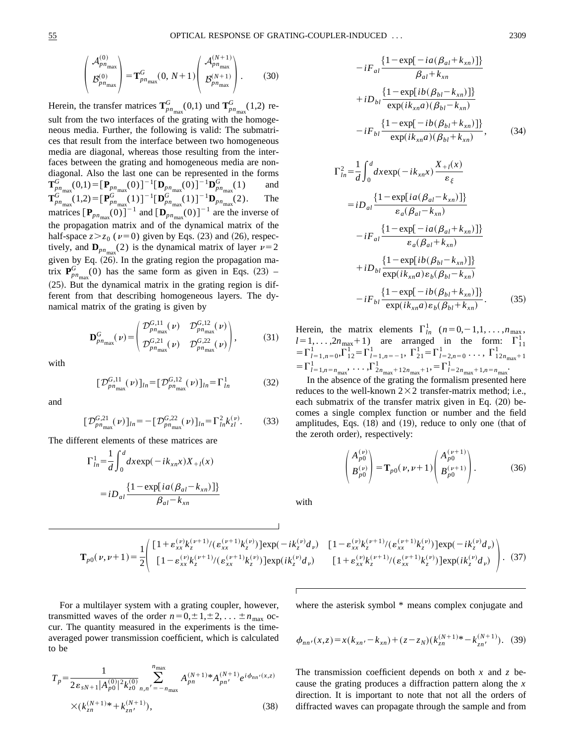$$\begin{pmatrix} \mathcal{A}^{(0)}_{pn_{\max}} \\ \mathcal{B}^{(0)}_{pn_{\max}} \end{pmatrix} = \mathbf{T}^{G}_{pn_{\max}}(0,\,N+1) \begin{pmatrix} \mathcal{A}^{(N+1)}_{pn_{\max}} \\ \mathcal{B}^{(N+1)}_{pn_{\max}} \end{pmatrix}. \tag{30}$$

Herein, the transfer matrices $\mathbf{T}^{G}_{pn_{\max}}(0,1)$ und $\mathbf{T}^{G}_{pn_{\max}}(1,2)$ result from the two interfaces of the grating with the homogeneous media. Further, the following is valid: The submatrices that result from the interface between two homogeneous media are diagonal, whereas those resulting from the interfaces between the grating and homogeneous media are nondiagonal. Also the last one can be represented in the forms $\mathbf{T}^{G}_{pn_{\max}}(0,1)=[\mathbf{P}_{pn_{\max}}(0)]^{-1}[\mathbf{D}_{pn_{\max}}(0)]^{-1}\mathbf{D}^{G}_{pn_{\max}}(1)$ and $\mathbf{T}^{G}_{pn_{\max}}(1,2)=[\mathbf{P}^{G}_{pn_{\max}}(1)]^{-1}[\mathbf{D}^{G}_{pn_{\max}}(1)]^{-1}\mathbf{D}_{pn_{\max}}(2)$. The matrices $[\mathbf{P}_{pn_{\max}}(0)]^{-1}$ and $[\mathbf{D}_{pn_{\max}}(0)]^{-1}$ are the inverse of the propagation matrix and of the dynamical matrix of the half-space $z>z_0$ ($\nu=0$) given by Eqs. (23) and (26), respectively, and $\mathbf{D}_{pn_{\max}}(2)$ is the dynamical matrix of layer $\nu=2$ given by Eq. (26). In the grating region the propagation matrix $\mathbf{P}^{G}_{pn_{\max}}(0)$ has the same form as given in Eqs. (23) – (25). But the dynamical matrix in the grating region is different from that describing homogeneous layers. The dynamical matrix of the grating is given by

$$\mathbf{D}^{G}_{pn_{\max}}(\nu) = \begin{pmatrix} \mathcal{D}^{G,11}_{pn_{\max}}(\nu) & \mathcal{D}^{G,12}_{pn_{\max}}(\nu) \\ \mathcal{D}^{G,21}_{pn_{\max}}(\nu) & \mathcal{D}^{G,22}_{pn_{\max}}(\nu) \end{pmatrix}, \tag{31}$$

with

$$[\mathcal{D}^{G,11}_{pn_{\max}}(\nu)]_{ln} = [\mathcal{D}^{G,12}_{pn_{\max}}(\nu)]_{ln} = \Gamma^1_{ln} \tag{32}$$

and

$$[\mathcal{D}^{G,21}_{pn_{\max}}(\nu)]_{ln} = -[\mathcal{D}^{G,22}_{pn_{\max}}(\nu)]_{ln} = \Gamma^2_{ln} k^{(\nu)}_{zl}. \tag{33}$$

The different elements of these matrices are

$$\begin{aligned} \Gamma^1_{ln} &= \frac{1}{d}\int_0^d dx \exp(-ik_{xn}x) X_{+l}(x) \\ &= iD_{al}\frac{\{1-\exp[ia(\beta_{al}-k_{xn})]\}}{\beta_{al}-k_{xn}} \\ &\quad - iF_{al}\frac{\{1-\exp[-ia(\beta_{al}+k_{xn})]\}}{\beta_{al}+k_{xn}} \\ &\quad + iD_{bl}\frac{\{1-\exp[ib(\beta_{bl}-k_{xn})]\}}{\exp(ik_{xn}a)(\beta_{bl}-k_{xn})} \\ &\quad - iF_{bl}\frac{\{1-\exp[-ib(\beta_{bl}+k_{xn})]\}}{\exp(ik_{xn}a)(\beta_{bl}+k_{xn})}, \end{aligned} \tag{34}$$

$$\begin{aligned} \Gamma^2_{ln} &= \frac{1}{d}\int_0^d dx \exp(-ik_{xn}x)\frac{X_{+l}(x)}{\varepsilon_\xi} \\ &= iD_{al}\frac{\{1-\exp[ia(\beta_{al}-k_{xn})]\}}{\varepsilon_a(\beta_{al}-k_{xn})} \\ &\quad - iF_{al}\frac{\{1-\exp[-ia(\beta_{al}+k_{xn})]\}}{\varepsilon_a(\beta_{al}+k_{xn})} \\ &\quad + iD_{bl}\frac{\{1-\exp[ib(\beta_{bl}-k_{xn})]\}}{\exp(ik_{xn}a)\varepsilon_b(\beta_{bl}-k_{xn})} \\ &\quad - iF_{bl}\frac{\{1-\exp[-ib(\beta_{bl}+k_{xn})]\}}{\exp(ik_{xn}a)\varepsilon_b(\beta_{bl}+k_{xn})}. \end{aligned} \tag{35}$$

Herein, the matrix elements $\Gamma^1_{ln}$ ($n=0,-1,1,\ldots,n_{\max}$, $l=1,\ldots,2n_{\max}+1$) are arranged in the form: $\Gamma^1_{11}=\Gamma^1_{l=1,n=0}, \Gamma^1_{12}=\Gamma^1_{l=1,n=-1}, \Gamma^1_{21}=\Gamma^1_{l=2,n=0}\ldots, \Gamma^1_{12n_{\max}+1}=\Gamma^1_{l=1,n=n_{\max}}, \ldots, \Gamma^1_{2n_{\max}+12n_{\max}+1}, =\Gamma^1_{l=2n_{\max}+1,n=n_{\max}}$.

In the absence of the grating the formalism presented here reduces to the well-known $2\times 2$ transfer-matrix method; i.e., each submatrix of the transfer matrix given in Eq. (20) becomes a single complex function or number and the field amplitudes, Eqs. (18) and (19), reduce to only one (that of the zeroth order), respectively:

$$\begin{pmatrix} A^{(\nu)}_{p0} \\ B^{(\nu)}_{p0} \end{pmatrix} = \mathbf{T}_{p0}(\nu,\nu+1) \begin{pmatrix} A^{(\nu+1)}_{p0} \\ B^{(\nu+1)}_{p0} \end{pmatrix}. \tag{36}$$

with

$$\mathbf{T}_{p0}(\nu,\nu+1) = \frac{1}{2}\begin{pmatrix} [1+\varepsilon^{(\nu)}_{xx}k^{(\nu+1)}_z/(\varepsilon^{(\nu+1)}_{xx}k^{(\nu)}_z)]\exp(-ik^{(\nu)}_z d_\nu) & [1-\varepsilon^{(\nu)}_{xx}k^{(\nu+1)}_z/(\varepsilon^{(\nu+1)}_{xx}k^{(\nu)}_z)]\exp(-ik^{(\nu)}_z d_\nu) \\ [1-\varepsilon^{(\nu)}_{xx}k^{(\nu+1)}_z/(\varepsilon^{(\nu+1)}_{xx}k^{(\nu)}_z)]\exp(ik^{(\nu)}_z d_\nu) & [1+\varepsilon^{(\nu)}_{xx}k^{(\nu+1)}_z/(\varepsilon^{(\nu+1)}_{xx}k^{(\nu)}_z)]\exp(ik^{(\nu)}_z d_\nu) \end{pmatrix}. \tag{37}$$

For a multilayer system with a grating coupler, however, transmitted waves of the order $n=0,\pm 1,\pm 2,\ldots \pm n_{\max}$ occur. The quantity measured in the experiments is the time-averaged power transmission coefficient, which is calculated to be

$$T_p = \frac{1}{2\varepsilon_{sN+1}|A^{(0)}_{p0}|^2 k^{(0)}_{z0}} \sum_{n,n'=-n_{\max}}^{n_{\max}} A^{(N+1)*}_{pn} A^{(N+1)}_{pn'} e^{i\phi_{nn'}(x,z)} \times (k^{(N+1)*}_{zn} + k^{(N+1)}_{zn'}), \tag{38}$$

where the asterisk symbol * means complex conjugate and

$$\phi_{nn'}(x,z) = x(k_{xn'}-k_{xn}) + (z-z_N)(k^{(N+1)*}_{zn} - k^{(N+1)}_{zn'}). \tag{39}$$

The transmission coefficient depends on both $x$ and $z$ because the grating produces a diffraction pattern along the $x$ direction. It is important to note that not all the orders of diffracted waves can propagate through the sample and from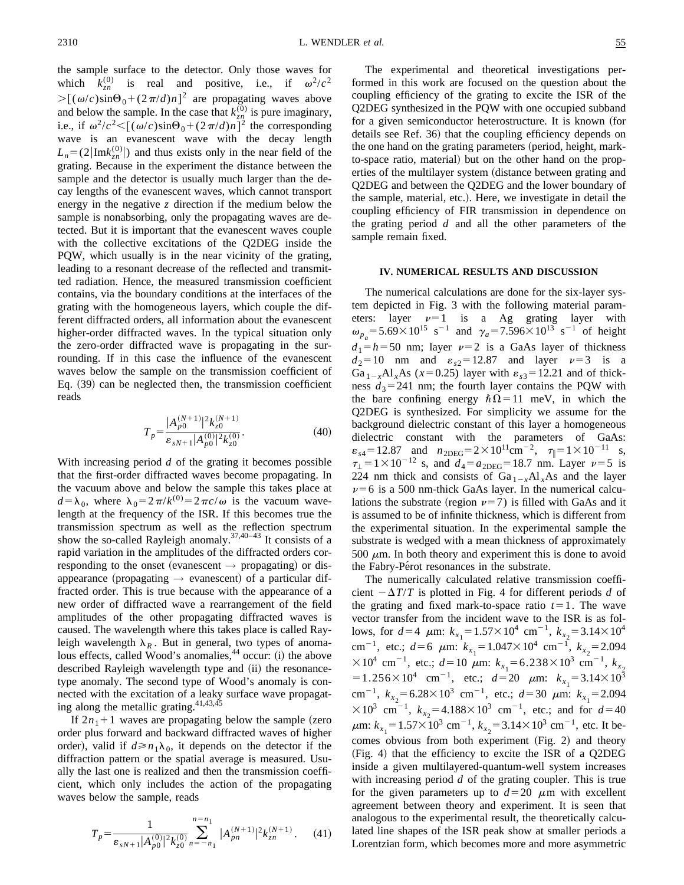the sample surface to the detector. Only those waves for which $k_{zn}^{(0)}$ is real and positive, i.e., if $\omega^2/c^2 > [(\omega/c)\sin\Theta_0 + (2\pi/d)n]^2$ are propagating waves above and below the sample. In the case that $k_{zn}^{(0)}$ is pure imaginary, i.e., if $\omega^2/c^2 < [(\omega/c)\sin\Theta_0 + (2\pi/d)n]^2$ the corresponding wave is an evanescent wave with the decay length $L_n = (2|\mathrm{Im}k_{zn}^{(0)}|)$ and thus exists only in the near field of the grating. Because in the experiment the distance between the sample and the detector is usually much larger than the decay lengths of the evanescent waves, which cannot transport energy in the negative $z$ direction if the medium below the sample is nonabsorbing, only the propagating waves are detected. But it is important that the evanescent waves couple with the collective excitations of the Q2DEG inside the PQW, which usually is in the near vicinity of the grating, leading to a resonant decrease of the reflected and transmitted radiation. Hence, the measured transmission coefficient contains, via the boundary conditions at the interfaces of the grating with the homogeneous layers, which couple the different diffracted orders, all information about the evanescent higher-order diffracted waves. In the typical situation only the zero-order diffracted wave is propagating in the surrounding. If in this case the influence of the evanescent waves below the sample on the transmission coefficient of Eq. (39) can be neglected then, the transmission coefficient reads

$$T_p = \frac{|A_{p0}^{(N+1)}|^2 k_{z0}^{(N+1)}}{\varepsilon_{sN+1}|A_{p0}^{(0)}|^2 k_{z0}^{(0)}}. \quad (40)$$

With increasing period $d$ of the grating it becomes possible that the first-order diffracted waves become propagating. In the vacuum above and below the sample this takes place at $d = \lambda_0$, where $\lambda_0 = 2\pi/k^{(0)} = 2\pi c/\omega$ is the vacuum wavelength at the frequency of the ISR. If this becomes true the transmission spectrum as well as the reflection spectrum show the so-called Rayleigh anomaly.[37,40–43] It consists of a rapid variation in the amplitudes of the diffracted orders corresponding to the onset (evanescent → propagating) or disappearance (propagating → evanescent) of a particular diffracted order. This is true because with the appearance of a new order of diffracted wave a rearrangement of the field amplitudes of the other propagating diffracted waves is caused. The wavelength where this takes place is called Rayleigh wavelength $\lambda_R$. But in general, two types of anomalous effects, called Wood's anomalies,[44] occur: (i) the above described Rayleigh wavelength type and (ii) the resonance-type anomaly. The second type of Wood's anomaly is connected with the excitation of a leaky surface wave propagating along the metallic grating.[41,43,45]

If $2n_1+1$ waves are propagating below the sample (zero order plus forward and backward diffracted waves of higher order), valid if $d \geq n_1\lambda_0$, it depends on the detector if the diffraction pattern or the spatial average is measured. Usually the last one is realized and then the transmission coefficient, which only includes the action of the propagating waves below the sample, reads

$$T_p = \frac{1}{\varepsilon_{sN+1}|A_{p0}^{(0)}|^2 k_{z0}^{(0)}} \sum_{n=-n_1}^{n=n_1} |A_{pn}^{(N+1)}|^2 k_{zn}^{(N+1)}. \quad (41)$$

The experimental and theoretical investigations performed in this work are focused on the question about the coupling efficiency of the grating to excite the ISR of the Q2DEG synthesized in the PQW with one occupied subband for a given semiconductor heterostructure. It is known (for details see Ref. 36) that the coupling efficiency depends on the one hand on the grating parameters (period, height, mark-to-space ratio, material) but on the other hand on the properties of the multilayer system (distance between grating and Q2DEG and between the Q2DEG and the lower boundary of the sample, material, etc.). Here, we investigate in detail the coupling efficiency of FIR transmission in dependence on the grating period $d$ and all the other parameters of the sample remain fixed.

## IV. NUMERICAL RESULTS AND DISCUSSION

The numerical calculations are done for the six-layer system depicted in Fig. 3 with the following material parameters: layer $\nu=1$ is a Ag grating layer with $\omega_{p_a} = 5.69\times10^{15}$ s$^{-1}$ and $\gamma_a = 7.596\times10^{13}$ s$^{-1}$ of height $d_1 = h = 50$ nm; layer $\nu=2$ is a GaAs layer of thickness $d_2 = 10$ nm and $\varepsilon_{s2} = 12.87$ and layer $\nu=3$ is a $Ga_{1-x}Al_xAs$ ($x=0.25$) layer with $\varepsilon_{s3} = 12.21$ and of thickness $d_3 = 241$ nm; the fourth layer contains the PQW with the bare confining energy $\hbar\Omega = 11$ meV, in which the Q2DEG is synthesized. For simplicity we assume for the background dielectric constant of this layer a homogeneous dielectric constant with the parameters of GaAs: $\varepsilon_{s4} = 12.87$ and $n_{2\mathrm{DEG}} = 2\times10^{11}$cm$^{-2}$, $\tau_\parallel = 1\times10^{-11}$ s, $\tau_\perp = 1\times10^{-12}$ s, and $d_4 = a_{2\mathrm{DEG}} = 18.7$ nm. Layer $\nu=5$ is 224 nm thick and consists of $Ga_{1-x}Al_xAs$ and the layer $\nu=6$ is a 500 nm-thick GaAs layer. In the numerical calculations the substrate (region $\nu=7$) is filled with GaAs and it is assumed to be of infinite thickness, which is different from the experimental situation. In the experimental sample the substrate is wedged with a mean thickness of approximately 500 $\mu$m. In both theory and experiment this is done to avoid the Fabry-Pérot resonances in the substrate.

The numerically calculated relative transmission coefficient $-\Delta T/T$ is plotted in Fig. 4 for different periods $d$ of the grating and fixed mark-to-space ratio $t=1$. The wave vector transfer from the incident wave to the ISR is as follows, for $d=4$ $\mu$m: $k_{x_1} = 1.57\times10^4$ cm$^{-1}$, $k_{x_2} = 3.14\times10^4$ cm$^{-1}$, etc.; $d=6$ $\mu$m: $k_{x_1} = 1.047\times10^4$ cm$^{-1}$, $k_{x_2} = 2.094\times10^4$ cm$^{-1}$, etc.; $d=10$ $\mu$m: $k_{x_1} = 6.238\times10^3$ cm$^{-1}$, $k_{x_2} = 1.256\times10^4$ cm$^{-1}$, etc.; $d=20$ $\mu$m: $k_{x_1} = 3.14\times10^3$ cm$^{-1}$, $k_{x_2} = 6.28\times10^3$ cm$^{-1}$, etc.; $d=30$ $\mu$m: $k_{x_1} = 2.094\times10^3$ cm$^{-1}$, $k_{x_2} = 4.188\times10^3$ cm$^{-1}$, etc.; and for $d=40$ $\mu$m: $k_{x_1} = 1.57\times10^3$ cm$^{-1}$, $k_{x_2} = 3.14\times10^3$ cm$^{-1}$, etc. It becomes obvious from both experiment (Fig. 2) and theory (Fig. 4) that the efficiency to excite the ISR of a Q2DEG inside a given multilayered-quantum-well system increases with increasing period $d$ of the grating coupler. This is true for the given parameters up to $d=20$ $\mu$m with excellent agreement between theory and experiment. It is seen that analogous to the experimental result, the theoretically calculated line shapes of the ISR peak show at smaller periods a Lorentzian form, which becomes more and more asymmetric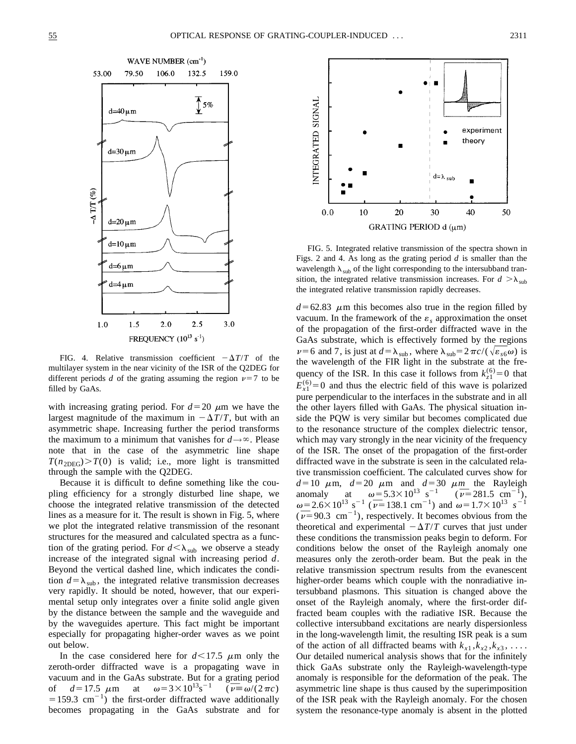FIG. 4. Relative transmission coefficient $-\Delta T/T$ of the multilayer system in the near vicinity of the ISR of the Q2DEG for different periods $d$ of the grating assuming the region $\nu=7$ to be filled by GaAs.

with increasing grating period. For $d=20$ $\mu$m we have the largest magnitude of the maximum in $-\Delta T/T$, but with an asymmetric shape. Increasing further the period transforms the maximum to a minimum that vanishes for $d\to\infty$. Please note that in the case of the asymmetric line shape $T(n_{2DEG})>T(0)$ is valid; i.e., more light is transmitted through the sample with the Q2DEG.

Because it is difficult to define something like the coupling efficiency for a strongly disturbed line shape, we choose the integrated relative transmission of the detected lines as a measure for it. The result is shown in Fig. 5, where we plot the integrated relative transmission of the resonant structures for the measured and calculated spectra as a function of the grating period. For $d<\lambda_{sub}$ we observe a steady increase of the integrated signal with increasing period $d$. Beyond the vertical dashed line, which indicates the condition $d=\lambda_{sub}$, the integrated relative transmission decreases very rapidly. It should be noted, however, that our experimental setup only integrates over a finite solid angle given by the distance between the sample and the waveguide and by the waveguides aperture. This fact might be important especially for propagating higher-order waves as we point out below.

In the case considered here for $d<17.5$ $\mu$m only the zeroth-order diffracted wave is a propagating wave in vacuum and in the GaAs substrate. But for a grating period of $d=17.5$ $\mu$m at $\omega=3\times10^{13}\mathrm{s}^{-1}$ $(\overline{\nu}\equiv\omega/(2\pi c)=159.3$ cm$^{-1})$ the first-order diffracted wave additionally becomes propagating in the GaAs substrate and for $d=62.83$ $\mu$m this becomes also true in the region filled by vacuum. In the framework of the $\varepsilon_s$ approximation the onset of the propagation of the first-order diffracted wave in the GaAs substrate, which is effectively formed by the regions $\nu=6$ and 7, is just at $d=\lambda_{sub}$, where $\lambda_{sub}=2\pi c/(\sqrt{\varepsilon_{s6}}\omega)$ is the wavelength of the FIR light in the substrate at the frequency of the ISR. In this case it follows from $k_{z1}^{(6)}=0$ that $E_{x1}^{(6)}=0$ and thus the electric field of this wave is polarized pure perpendicular to the interfaces in the substrate and in all the other layers filled with GaAs. The physical situation inside the PQW is very similar but becomes complicated due to the resonance structure of the complex dielectric tensor, which may vary strongly in the near vicinity of the frequency of the ISR. The onset of the propagation of the first-order diffracted wave in the substrate is seen in the calculated relative transmission coefficient. The calculated curves show for $d=10$ $\mu$m, $d=20$ $\mu$m and $d=30$ $\mu m$ the Rayleigh anomaly at $\omega=5.3\times10^{13}$ s$^{-1}$ $(\overline{\nu}=281.5$ cm$^{-1})$, $\omega=2.6\times10^{13}$ s$^{-1}$ $(\overline{\nu}=138.1$ cm$^{-1})$ and $\omega=1.7\times10^{13}$ $s^{-1}$ $(\overline{\nu}=90.3$ cm$^{-1})$, respectively. It becomes obvious from the theoretical and experimental $-\Delta T/T$ curves that just under these conditions the transmission peaks begin to deform. For conditions below the onset of the Rayleigh anomaly one measures only the zeroth-order beam. But the peak in the relative transmission spectrum results from the evanescent higher-order beams which couple with the nonradiative intersubband plasmons. This situation is changed above the onset of the Rayleigh anomaly, where the first-order diffracted beam couples with the radiative ISR. Because the collective intersubband excitations are nearly dispersionless in the long-wavelength limit, the resulting ISR peak is a sum of the action of all diffracted beams with $k_{x1},k_{x2},k_{x3},\ldots$. Our detailed numerical analysis shows that for the infinitely thick GaAs substrate only the Rayleigh-wavelength-type anomaly is responsible for the deformation of the peak. The asymmetric line shape is thus caused by the superimposition of the ISR peak with the Rayleigh anomaly. For the chosen system the resonance-type anomaly is absent in the plotted

FIG. 5. Integrated relative transmission of the spectra shown in Figs. 2 and 4. As long as the grating period $d$ is smaller than the wavelength $\lambda_{sub}$ of the light corresponding to the intersubband transition, the integrated relative transmission increases. For $d>\lambda_{sub}$ the integrated relative transmission rapidly decreases.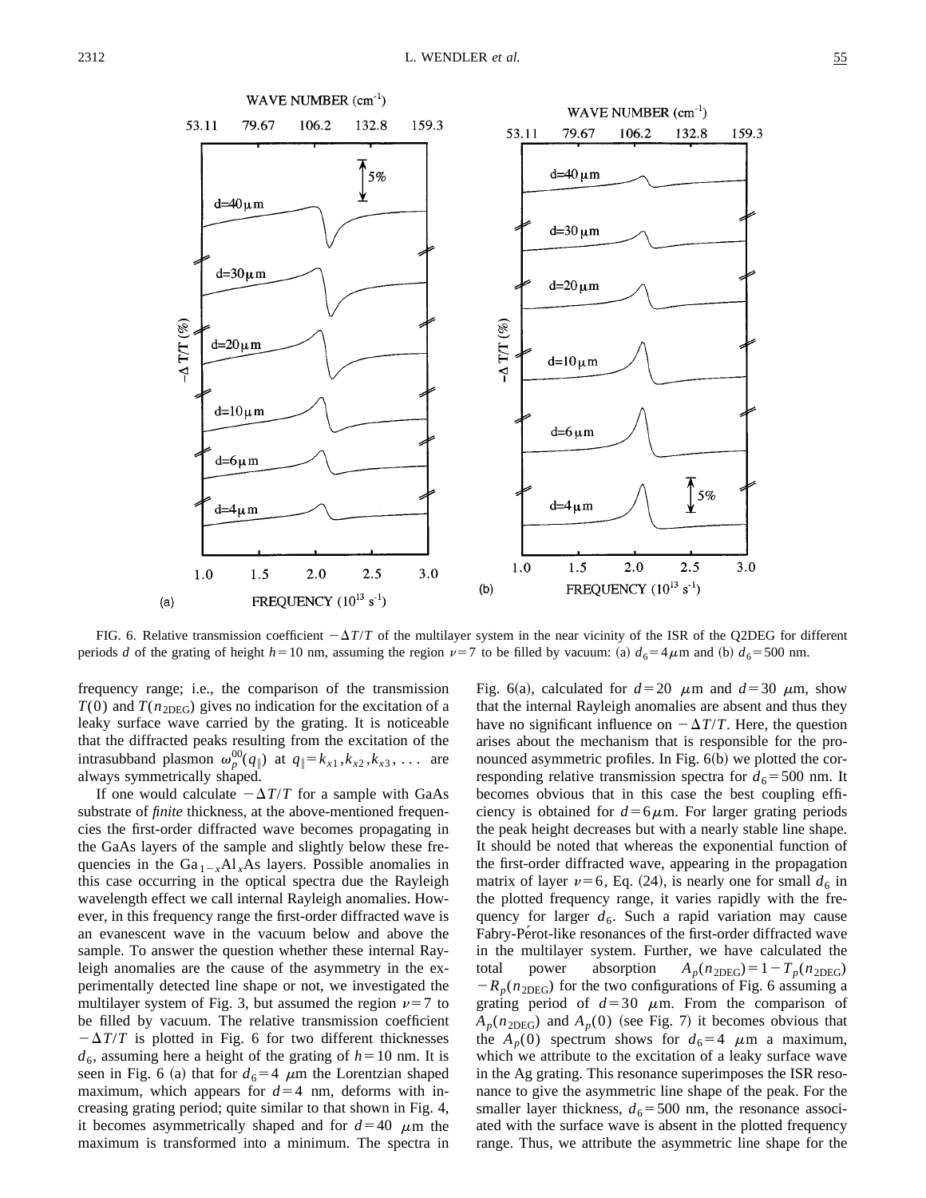FIG. 6. Relative transmission coefficient $-\Delta T/T$ of the multilayer system in the near vicinity of the ISR of the Q2DEG for different periods $d$ of the grating of height $h = 10$ nm, assuming the region $\nu = 7$ to be filled by vacuum: (a) $d_6 = 4\,\mu$m and (b) $d_6 = 500$ nm.

frequency range; i.e., the comparison of the transmission $T(0)$ and $T(n_{2DEG})$ gives no indication for the excitation of a leaky surface wave carried by the grating. It is noticeable that the diffracted peaks resulting from the excitation of the intrasubband plasmon $\omega_p^{00}(q_\parallel)$ at $q_\parallel = k_{x1}, k_{x2}, k_{x3}, \ldots$ are always symmetrically shaped.

If one would calculate $-\Delta T/T$ for a sample with GaAs substrate of *finite* thickness, at the above-mentioned frequencies the first-order diffracted wave becomes propagating in the GaAs layers of the sample and slightly below these frequencies in the $Ga_{1-x}Al_xAs$ layers. Possible anomalies in this case occurring in the optical spectra due the Rayleigh wavelength effect we call internal Rayleigh anomalies. However, in this frequency range the first-order diffracted wave is an evanescent wave in the vacuum below and above the sample. To answer the question whether these internal Rayleigh anomalies are the cause of the asymmetry in the experimentally detected line shape or not, we investigated the multilayer system of Fig. 3, but assumed the region $\nu = 7$ to be filled by vacuum. The relative transmission coefficient $-\Delta T/T$ is plotted in Fig. 6 for two different thicknesses $d_6$, assuming here a height of the grating of $h = 10$ nm. It is seen in Fig. 6 (a) that for $d_6 = 4\,\mu$m the Lorentzian shaped maximum, which appears for $d = 4$ nm, deforms with increasing grating period; quite similar to that shown in Fig. 4, it becomes asymmetrically shaped and for $d = 40\,\mu$m the maximum is transformed into a minimum. The spectra in Fig. 6(a), calculated for $d = 20\,\mu$m and $d = 30\,\mu$m, show that the internal Rayleigh anomalies are absent and thus they have no significant influence on $-\Delta T/T$. Here, the question arises about the mechanism that is responsible for the pronounced asymmetric profiles. In Fig. 6(b) we plotted the corresponding relative transmission spectra for $d_6 = 500$ nm. It becomes obvious that in this case the best coupling efficiency is obtained for $d = 6\,\mu$m. For larger grating periods the peak height decreases but with a nearly stable line shape. It should be noted that whereas the exponential function of the first-order diffracted wave, appearing in the propagation matrix of layer $\nu = 6$, Eq. (24), is nearly one for small $d_6$ in the plotted frequency range, it varies rapidly with the frequency for larger $d_6$. Such a rapid variation may cause Fabry-Pérot-like resonances of the first-order diffracted wave in the multilayer system. Further, we have calculated the total power absorption $A_p(n_{2DEG}) = 1 - T_p(n_{2DEG}) - R_p(n_{2DEG})$ for the two configurations of Fig. 6 assuming a grating period of $d = 30\,\mu$m. From the comparison of $A_p(n_{2DEG})$ and $A_p(0)$ (see Fig. 7) it becomes obvious that the $A_p(0)$ spectrum shows for $d_6 = 4\,\mu$m a maximum, which we attribute to the excitation of a leaky surface wave in the Ag grating. This resonance superimposes the ISR resonance to give the asymmetric line shape of the peak. For the smaller layer thickness, $d_6 = 500$ nm, the resonance associated with the surface wave is absent in the plotted frequency range. Thus, we attribute the asymmetric line shape for the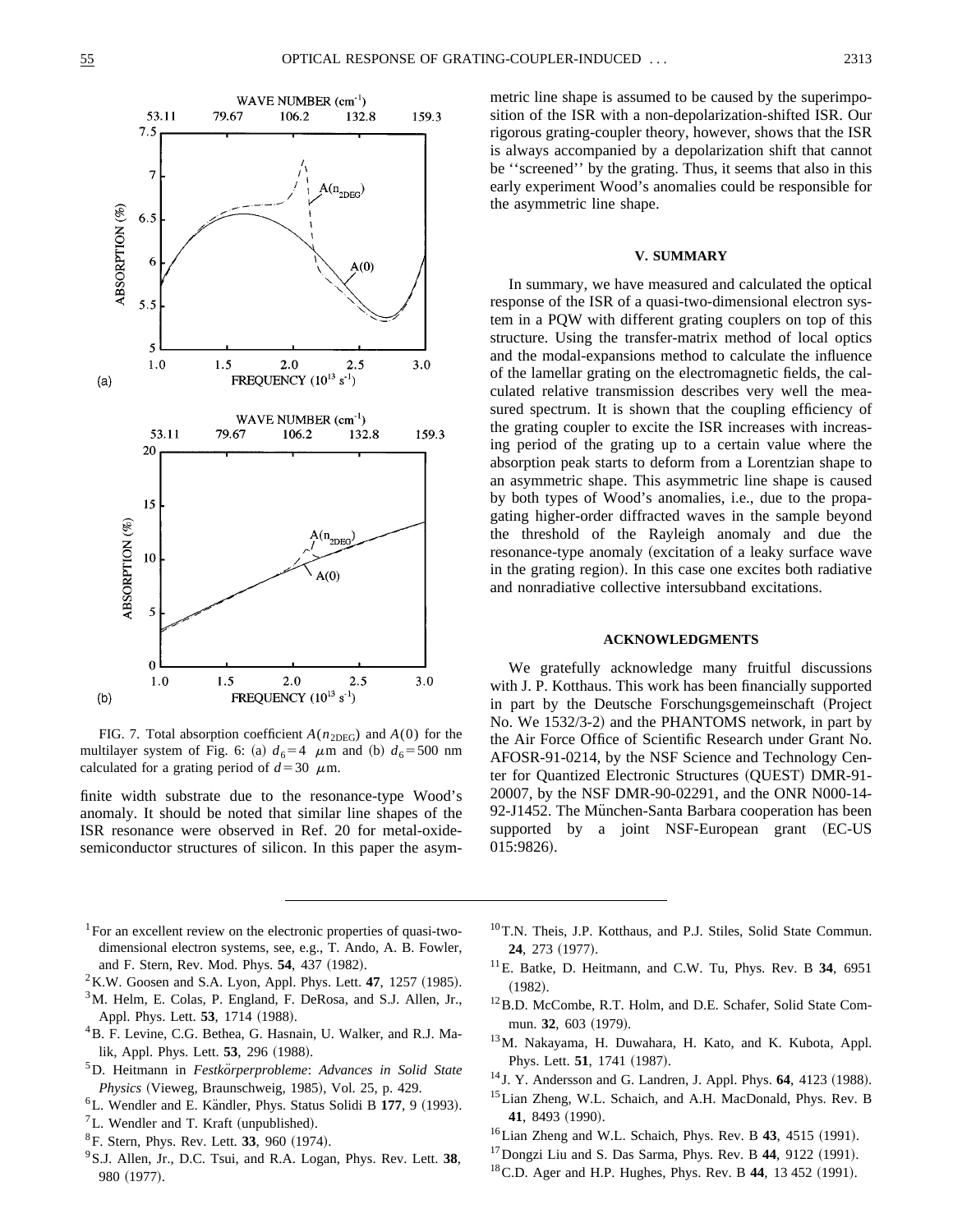WAVE NUMBER (cm$^{-1}$)
53.11 79.67 106.2 132.8 159.3
ABSORPTION (%)
7.5
7
6.5
6
5.5
5
1.0 1.5 2.0 2.5 3.0
FREQUENCY ($10^{13}$ s$^{-1}$)
$A(n_{2DEG})$
$A(0)$
(a)

WAVE NUMBER (cm$^{-1}$)
53.11 79.67 106.2 132.8 159.3
ABSORPTION (%)
20
15
10
5
0
1.0 1.5 2.0 2.5 3.0
FREQUENCY ($10^{13}$ s$^{-1}$)
$A(n_{2DEG})$
$A(0)$
(b)

FIG. 7. Total absorption coefficient $A(n_{2DEG})$ and $A(0)$ for the multilayer system of Fig. 6: (a) $d_6 = 4$ $\mu$m and (b) $d_6 = 500$ nm calculated for a grating period of $d = 30$ $\mu$m.

finite width substrate due to the resonance-type Wood's anomaly. It should be noted that similar line shapes of the ISR resonance were observed in Ref. 20 for metal-oxide-semiconductor structures of silicon. In this paper the asymmetric line shape is assumed to be caused by the superimposition of the ISR with a non-depolarization-shifted ISR. Our rigorous grating-coupler theory, however, shows that the ISR is always accompanied by a depolarization shift that cannot be ''screened'' by the grating. Thus, it seems that also in this early experiment Wood's anomalies could be responsible for the asymmetric line shape.

## V. SUMMARY

In summary, we have measured and calculated the optical response of the ISR of a quasi-two-dimensional electron system in a PQW with different grating couplers on top of this structure. Using the transfer-matrix method of local optics and the modal-expansions method to calculate the influence of the lamellar grating on the electromagnetic fields, the calculated relative transmission describes very well the measured spectrum. It is shown that the coupling efficiency of the grating coupler to excite the ISR increases with increasing period of the grating up to a certain value where the absorption peak starts to deform from a Lorentzian shape to an asymmetric shape. This asymmetric line shape is caused by both types of Wood's anomalies, i.e., due to the propagating higher-order diffracted waves in the sample beyond the threshold of the Rayleigh anomaly and due the resonance-type anomaly (excitation of a leaky surface wave in the grating region). In this case one excites both radiative and nonradiative collective intersubband excitations.

## ACKNOWLEDGMENTS

We gratefully acknowledge many fruitful discussions with J. P. Kotthaus. This work has been financially supported in part by the Deutsche Forschungsgemeinschaft (Project No. We 1532/3-2) and the PHANTOMS network, in part by the Air Force Office of Scientific Research under Grant No. AFOSR-91-0214, by the NSF Science and Technology Center for Quantized Electronic Structures (QUEST) DMR-91-20007, by the NSF DMR-90-02291, and the ONR N000-14-92-J1452. The München-Santa Barbara cooperation has been supported by a joint NSF-European grant (EC-US 015:9826).

---

[1] For an excellent review on the electronic properties of quasi-two-dimensional electron systems, see, e.g., T. Ando, A. B. Fowler, and F. Stern, Rev. Mod. Phys. **54**, 437 (1982).

[2] K.W. Goosen and S.A. Lyon, Appl. Phys. Lett. **47**, 1257 (1985).

[3] M. Helm, E. Colas, P. England, F. DeRosa, and S.J. Allen, Jr., Appl. Phys. Lett. **53**, 1714 (1988).

[4] B. F. Levine, C.G. Bethea, G. Hasnain, U. Walker, and R.J. Malik, Appl. Phys. Lett. **53**, 296 (1988).

[5] D. Heitmann in *Festkörperprobleme*: *Advances in Solid State Physics* (Vieweg, Braunschweig, 1985), Vol. 25, p. 429.

[6] L. Wendler and E. Kändler, Phys. Status Solidi B **177**, 9 (1993).

[7] L. Wendler and T. Kraft (unpublished).

[8] F. Stern, Phys. Rev. Lett. **33**, 960 (1974).

[9] S.J. Allen, Jr., D.C. Tsui, and R.A. Logan, Phys. Rev. Lett. **38**, 980 (1977).

[10] T.N. Theis, J.P. Kotthaus, and P.J. Stiles, Solid State Commun. **24**, 273 (1977).

[11] E. Batke, D. Heitmann, and C.W. Tu, Phys. Rev. B **34**, 6951 (1982).

[12] B.D. McCombe, R.T. Holm, and D.E. Schafer, Solid State Commun. **32**, 603 (1979).

[13] M. Nakayama, H. Duwahara, H. Kato, and K. Kubota, Appl. Phys. Lett. **51**, 1741 (1987).

[14] J. Y. Andersson and G. Landren, J. Appl. Phys. **64**, 4123 (1988).

[15] Lian Zheng, W.L. Schaich, and A.H. MacDonald, Phys. Rev. B **41**, 8493 (1990).

[16] Lian Zheng and W.L. Schaich, Phys. Rev. B **43**, 4515 (1991).

[17] Dongzi Liu and S. Das Sarma, Phys. Rev. B **44**, 9122 (1991).

[18] C.D. Ager and H.P. Hughes, Phys. Rev. B **44**, 13 452 (1991).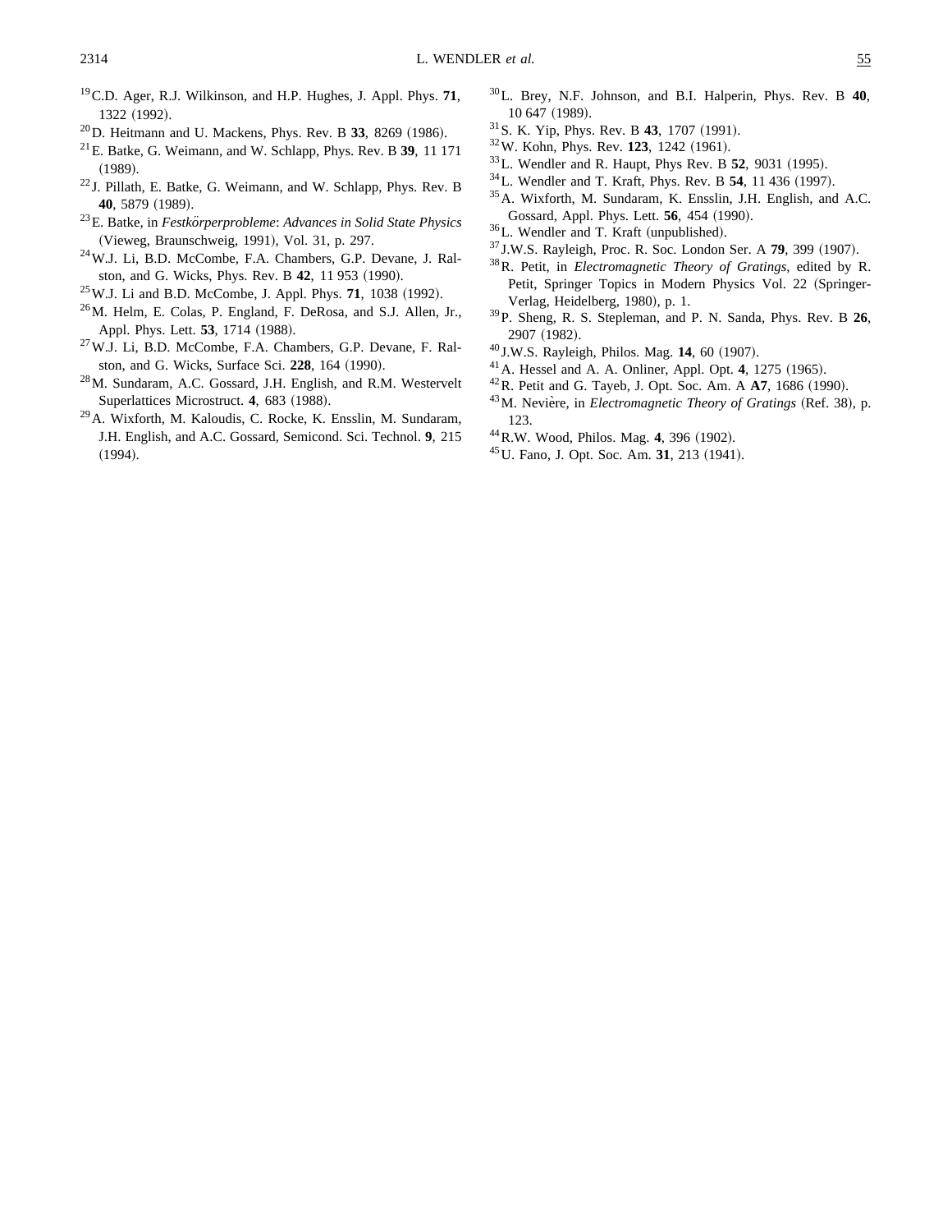[19] C.D. Ager, R.J. Wilkinson, and H.P. Hughes, J. Appl. Phys. **71**, 1322 (1992).

[20] D. Heitmann and U. Mackens, Phys. Rev. B **33**, 8269 (1986).

[21] E. Batke, G. Weimann, and W. Schlapp, Phys. Rev. B **39**, 11 171 (1989).

[22] J. Pillath, E. Batke, G. Weimann, and W. Schlapp, Phys. Rev. B **40**, 5879 (1989).

[23] E. Batke, in *Festkörperprobleme*: *Advances in Solid State Physics* (Vieweg, Braunschweig, 1991), Vol. 31, p. 297.

[24] W.J. Li, B.D. McCombe, F.A. Chambers, G.P. Devane, J. Ralston, and G. Wicks, Phys. Rev. B **42**, 11 953 (1990).

[25] W.J. Li and B.D. McCombe, J. Appl. Phys. **71**, 1038 (1992).

[26] M. Helm, E. Colas, P. England, F. DeRosa, and S.J. Allen, Jr., Appl. Phys. Lett. **53**, 1714 (1988).

[27] W.J. Li, B.D. McCombe, F.A. Chambers, G.P. Devane, F. Ralston, and G. Wicks, Surface Sci. **228**, 164 (1990).

[28] M. Sundaram, A.C. Gossard, J.H. English, and R.M. Westervelt Superlattices Microstruct. **4**, 683 (1988).

[29] A. Wixforth, M. Kaloudis, C. Rocke, K. Ensslin, M. Sundaram, J.H. English, and A.C. Gossard, Semicond. Sci. Technol. **9**, 215 (1994).

[30] L. Brey, N.F. Johnson, and B.I. Halperin, Phys. Rev. B **40**, 10 647 (1989).

[31] S. K. Yip, Phys. Rev. B **43**, 1707 (1991).

[32] W. Kohn, Phys. Rev. **123**, 1242 (1961).

[33] L. Wendler and R. Haupt, Phys Rev. B **52**, 9031 (1995).

[34] L. Wendler and T. Kraft, Phys. Rev. B **54**, 11 436 (1997).

[35] A. Wixforth, M. Sundaram, K. Ensslin, J.H. English, and A.C. Gossard, Appl. Phys. Lett. **56**, 454 (1990).

[36] L. Wendler and T. Kraft (unpublished).

[37] J.W.S. Rayleigh, Proc. R. Soc. London Ser. A **79**, 399 (1907).

[38] R. Petit, in *Electromagnetic Theory of Gratings*, edited by R. Petit, Springer Topics in Modern Physics Vol. 22 (Springer-Verlag, Heidelberg, 1980), p. 1.

[39] P. Sheng, R. S. Stepleman, and P. N. Sanda, Phys. Rev. B **26**, 2907 (1982).

[40] J.W.S. Rayleigh, Philos. Mag. **14**, 60 (1907).

[41] A. Hessel and A. A. Onliner, Appl. Opt. **4**, 1275 (1965).

[42] R. Petit and G. Tayeb, J. Opt. Soc. Am. A **A7**, 1686 (1990).

[43] M. Nevière, in *Electromagnetic Theory of Gratings* (Ref. 38), p. 123.

[44] R.W. Wood, Philos. Mag. **4**, 396 (1902).

[45] U. Fano, J. Opt. Soc. Am. **31**, 213 (1941).